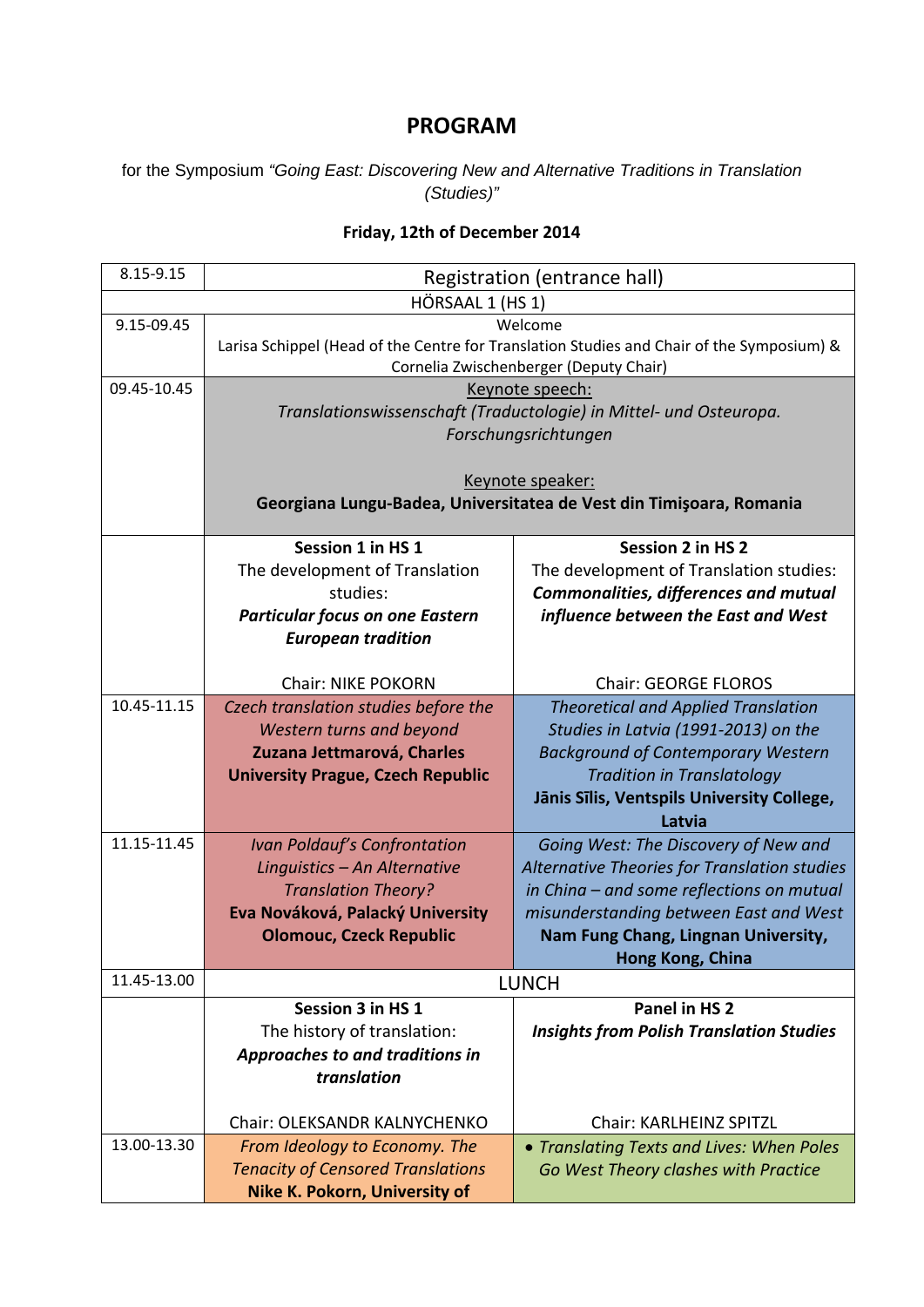# PROGRAM

for the Symposium *"Going East: Discovering New and Alternative Traditions in Translation (Studies)"*

**Friday, 12th of December 2014**

| | | |
|---|---|---|
| 8.15-9.15 | Registration (entrance hall) | |
| | HÖRSAAL 1 (HS 1) | |
| 9.15-09.45 | Welcome<br>Larisa Schippel (Head of the Centre for Translation Studies and Chair of the Symposium) & Cornelia Zwischenberger (Deputy Chair) | |
| 09.45-10.45 | Keynote speech:<br>*Translationswissenschaft (Traductologie) in Mittel- und Osteuropa. Forschungsrichtungen*<br><br>Keynote speaker:<br>**Georgiana Lungu-Badea, Universitatea de Vest din Timişoara, Romania** | |
| | **Session 1 in HS 1**<br>The development of Translation studies:<br>***Particular focus on one Eastern European tradition***<br><br>Chair: NIKE POKORN | **Session 2 in HS 2**<br>The development of Translation studies:<br>***Commonalities, differences and mutual influence between the East and West***<br><br>Chair: GEORGE FLOROS |
| 10.45-11.15 | *Czech translation studies before the Western turns and beyond*<br>**Zuzana Jettmarová, Charles University Prague, Czech Republic** | *Theoretical and Applied Translation Studies in Latvia (1991-2013) on the Background of Contemporary Western Tradition in Translatology*<br>**Jānis Sīlis, Ventspils University College, Latvia** |
| 11.15-11.45 | *Ivan Poldauf's Confrontation Linguistics – An Alternative Translation Theory?*<br>**Eva Nováková, Palacký University Olomouc, Czeck Republic** | *Going West: The Discovery of New and Alternative Theories for Translation studies in China – and some reflections on mutual misunderstanding between East and West*<br>**Nam Fung Chang, Lingnan University, Hong Kong, China** |
| 11.45-13.00 | LUNCH | |
| | **Session 3 in HS 1**<br>The history of translation:<br>***Approaches to and traditions in translation***<br><br>Chair: OLEKSANDR KALNYCHENKO | **Panel in HS 2**<br>***Insights from Polish Translation Studies***<br><br>Chair: KARLHEINZ SPITZL |
| 13.00-13.30 | *From Ideology to Economy. The Tenacity of Censored Translations*<br>**Nike K. Pokorn, University of** | • *Translating Texts and Lives: When Poles Go West Theory clashes with Practice* |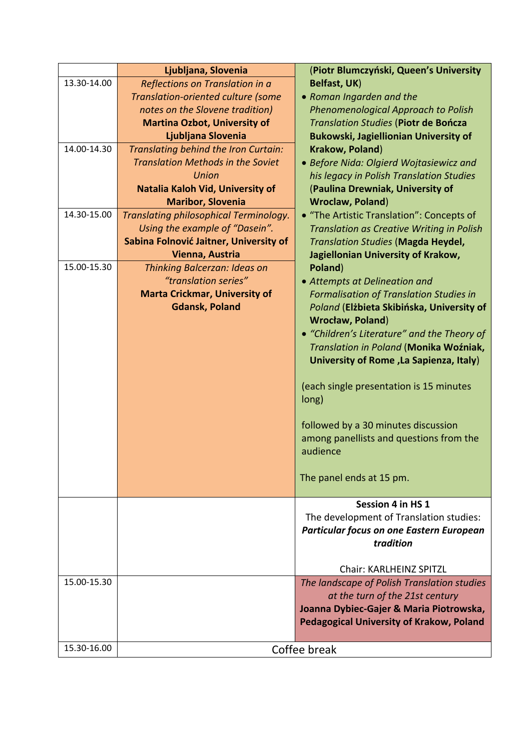| | Ljubljana, Slovenia | (**Piotr Blumczyński, Queen's University Belfast, UK**)<br>• *Roman Ingarden and the Phenomenological Approach to Polish Translation Studies* (**Piotr de Bończa Bukowski, Jagiellionian University of Krakow, Poland**)<br>• *Before Nida: Olgierd Wojtasiewicz and his legacy in Polish Translation Studies* (**Paulina Drewniak, University of Wroclaw, Poland**)<br>• "The Artistic Translation": *Concepts of Translation as Creative Writing in Polish Translation Studies* (**Magda Heydel, Jagiellonian University of Krakow, Poland**)<br>• *Attempts at Delineation and Formalisation of Translation Studies in Poland* (**Elżbieta Skibińska, University of Wrocław, Poland**)<br>• *"Children's Literature" and the Theory of Translation in Poland* (**Monika Woźniak, University of Rome ,La Sapienza, Italy**)<br><br>(each single presentation is 15 minutes long)<br><br>followed by a 30 minutes discussion among panellists and questions from the audience<br><br>The panel ends at 15 pm. |
|---|---|---|
| 13.30-14.00 | *Reflections on Translation in a Translation-oriented culture (some notes on the Slovene tradition)*<br>**Martina Ozbot, University of Ljubljana Slovenia** | |
| 14.00-14.30 | *Translating behind the Iron Curtain: Translation Methods in the Soviet Union*<br>**Natalia Kaloh Vid, University of Maribor, Slovenia** | |
| 14.30-15.00 | *Translating philosophical Terminology. Using the example of "Dasein".*<br>**Sabina Folnović Jaitner, University of Vienna, Austria** | |
| 15.00-15.30 | *Thinking Balcerzan: Ideas on "translation series"*<br>**Marta Crickmar, University of Gdansk, Poland** | |
| | | **Session 4 in HS 1**<br>The development of Translation studies: ***Particular focus on one Eastern European tradition***<br><br>Chair: KARLHEINZ SPITZL |
| 15.00-15.30 | | *The landscape of Polish Translation studies at the turn of the 21st century*<br>**Joanna Dybiec-Gajer & Maria Piotrowska, Pedagogical University of Krakow, Poland** |
| 15.30-16.00 | Coffee break | |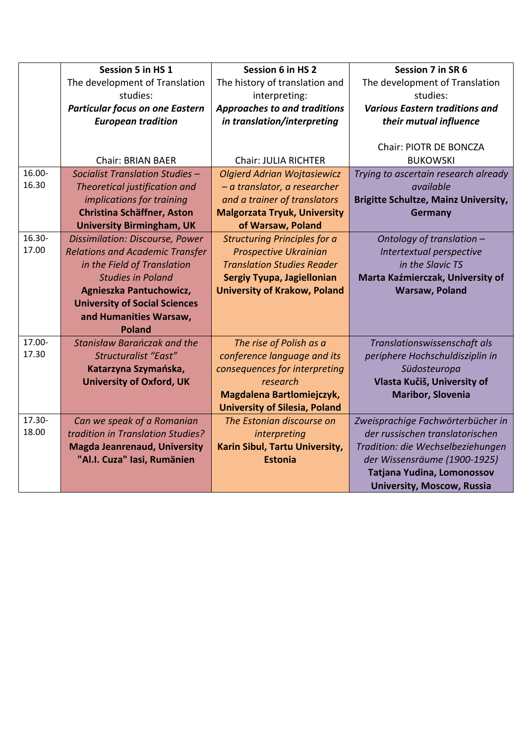| | **Session 5 in HS 1**<br>The development of Translation studies:<br>***Particular focus on one Eastern European tradition***<br><br>Chair: BRIAN BAER | **Session 6 in HS 2**<br>The history of translation and interpreting:<br>***Approaches to and traditions in translation/interpreting***<br><br>Chair: JULIA RICHTER | **Session 7 in SR 6**<br>The development of Translation studies:<br>***Various Eastern traditions and their mutual influence***<br><br>Chair: PIOTR DE BONCZA BUKOWSKI |
|---|---|---|---|
| 16.00-16.30 | *Socialist Translation Studies – Theoretical justification and implications for training*<br>**Christina Schäffner, Aston University Birmingham, UK** | *Olgierd Adrian Wojtasiewicz – a translator, a researcher and a trainer of translators*<br>**Malgorzata Tryuk, University of Warsaw, Poland** | *Trying to ascertain research already available*<br>**Brigitte Schultze, Mainz University, Germany** |
| 16.30-17.00 | *Dissimilation: Discourse, Power Relations and Academic Transfer in the Field of Translation Studies in Poland*<br>**Agnieszka Pantuchowicz, University of Social Sciences and Humanities Warsaw, Poland** | *Structuring Principles for a Prospective Ukrainian Translation Studies Reader*<br>**Sergiy Tyupa, Jagiellonian University of Krakow, Poland** | *Ontology of translation – Intertextual perspective in the Slavic TS*<br>**Marta Kaźmierczak, University of Warsaw, Poland** |
| 17.00-17.30 | *Stanisław Barańczak and the Structuralist "East"*<br>**Katarzyna Szymańska, University of Oxford, UK** | *The rise of Polish as a conference language and its consequences for interpreting research*<br>**Magdalena Bartlomiejczyk, University of Silesia, Poland** | *Translationswissenschaft als periphere Hochschuldisziplin in Südosteuropa*<br>**Vlasta Kučiš, University of Maribor, Slovenia** |
| 17.30-18.00 | *Can we speak of a Romanian tradition in Translation Studies?*<br>**Magda Jeanrenaud, University "Al.I. Cuza" Iasi, Rumänien** | *The Estonian discourse on interpreting*<br>**Karin Sibul, Tartu University, Estonia** | *Zweisprachige Fachwörterbücher in der russischen translatorischen Tradition: die Wechselbeziehungen der Wissensräume (1900-1925)*<br>**Tatjana Yudina, Lomonossov University, Moscow, Russia** |